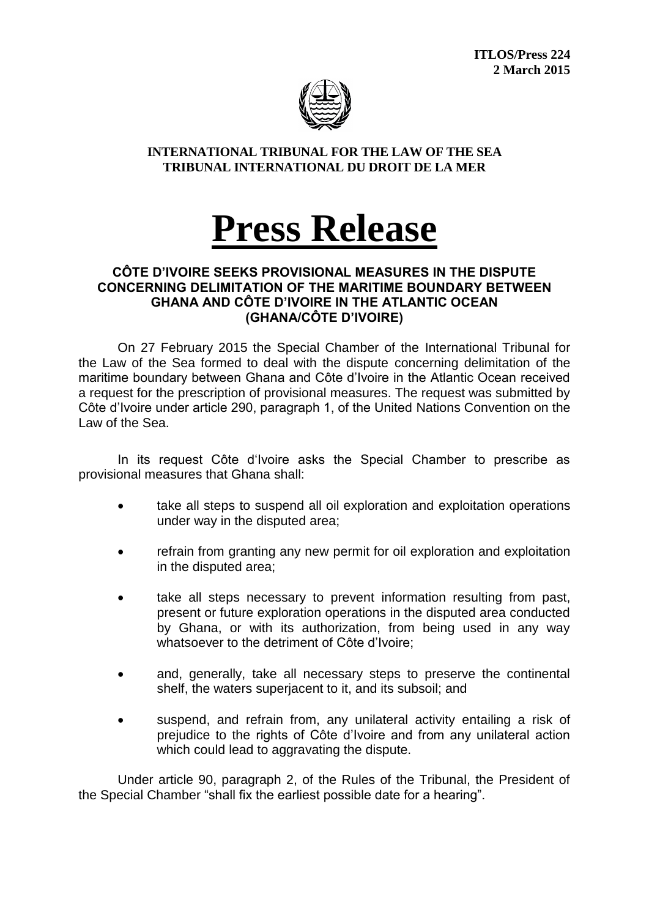**ITLOS/Press 224**
**2 March 2015**

**INTERNATIONAL TRIBUNAL FOR THE LAW OF THE SEA**
**TRIBUNAL INTERNATIONAL DU DROIT DE LA MER**

# Press Release

## CÔTE D'IVOIRE SEEKS PROVISIONAL MEASURES IN THE DISPUTE CONCERNING DELIMITATION OF THE MARITIME BOUNDARY BETWEEN GHANA AND CÔTE D'IVOIRE IN THE ATLANTIC OCEAN (GHANA/CÔTE D'IVOIRE)

On 27 February 2015 the Special Chamber of the International Tribunal for the Law of the Sea formed to deal with the dispute concerning delimitation of the maritime boundary between Ghana and Côte d'Ivoire in the Atlantic Ocean received a request for the prescription of provisional measures. The request was submitted by Côte d'Ivoire under article 290, paragraph 1, of the United Nations Convention on the Law of the Sea.

In its request Côte d'Ivoire asks the Special Chamber to prescribe as provisional measures that Ghana shall:

- take all steps to suspend all oil exploration and exploitation operations under way in the disputed area;
- refrain from granting any new permit for oil exploration and exploitation in the disputed area;
- take all steps necessary to prevent information resulting from past, present or future exploration operations in the disputed area conducted by Ghana, or with its authorization, from being used in any way whatsoever to the detriment of Côte d'Ivoire;
- and, generally, take all necessary steps to preserve the continental shelf, the waters superjacent to it, and its subsoil; and
- suspend, and refrain from, any unilateral activity entailing a risk of prejudice to the rights of Côte d'Ivoire and from any unilateral action which could lead to aggravating the dispute.

Under article 90, paragraph 2, of the Rules of the Tribunal, the President of the Special Chamber "shall fix the earliest possible date for a hearing".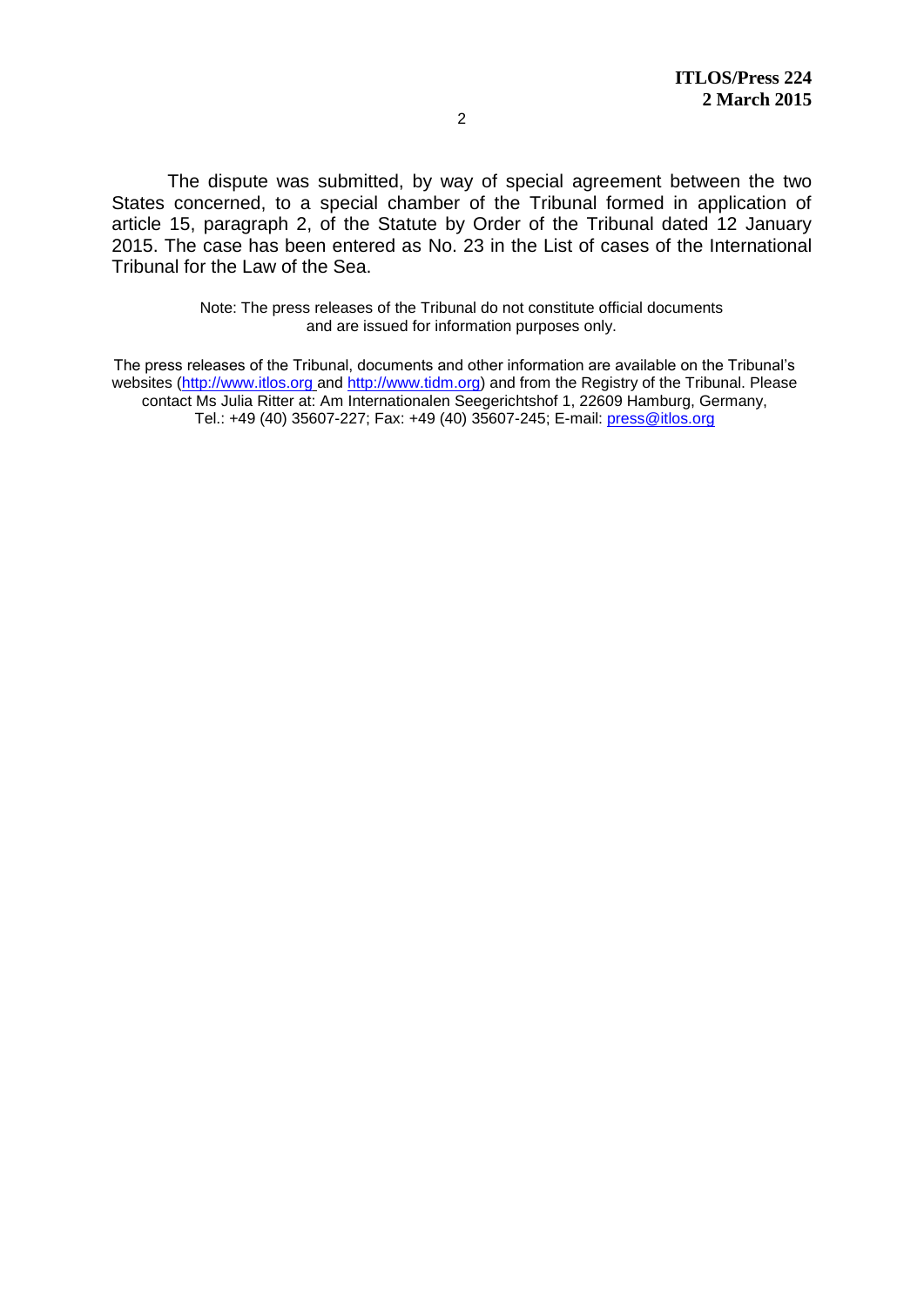The dispute was submitted, by way of special agreement between the two States concerned, to a special chamber of the Tribunal formed in application of article 15, paragraph 2, of the Statute by Order of the Tribunal dated 12 January 2015. The case has been entered as No. 23 in the List of cases of the International Tribunal for the Law of the Sea.

Note: The press releases of the Tribunal do not constitute official documents and are issued for information purposes only.

The press releases of the Tribunal, documents and other information are available on the Tribunal's websites (http://www.itlos.org and http://www.tidm.org) and from the Registry of the Tribunal. Please contact Ms Julia Ritter at: Am Internationalen Seegerichtshof 1, 22609 Hamburg, Germany, Tel.: +49 (40) 35607-227; Fax: +49 (40) 35607-245; E-mail: press@itlos.org